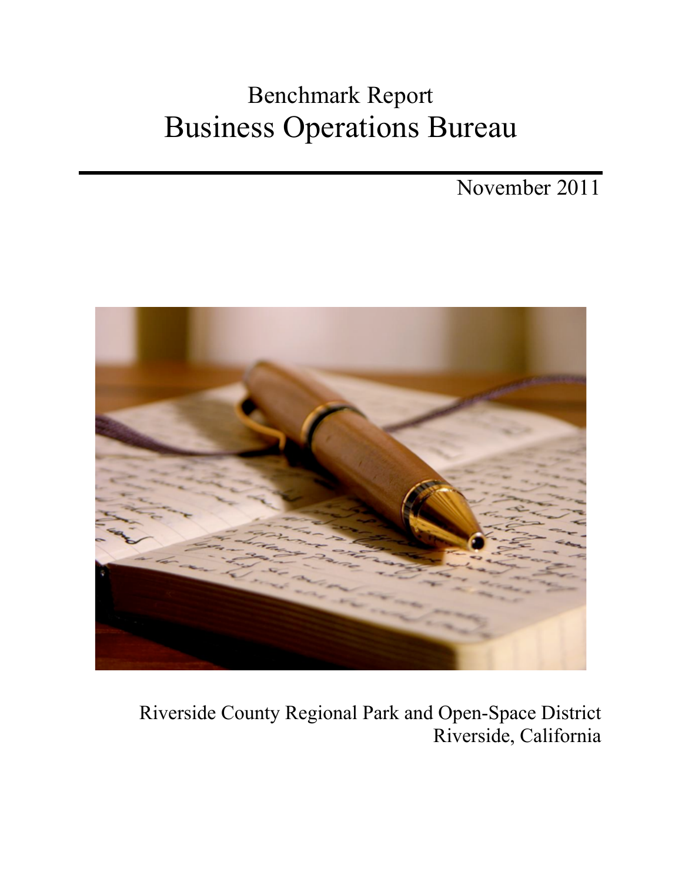# Benchmark Report
# Business Operations Bureau

November 2011

Riverside County Regional Park and Open-Space District
Riverside, California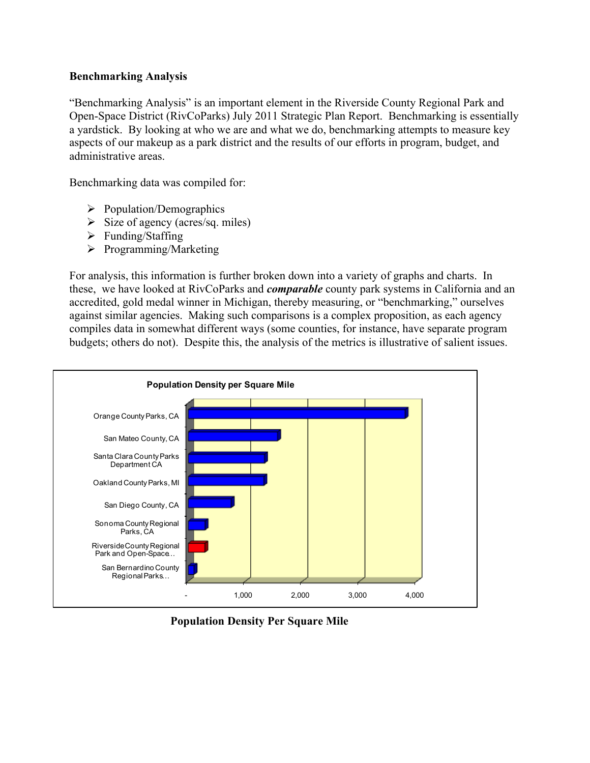**Benchmarking Analysis**

"Benchmarking Analysis" is an important element in the Riverside County Regional Park and Open-Space District (RivCoParks) July 2011 Strategic Plan Report. Benchmarking is essentially a yardstick. By looking at who we are and what we do, benchmarking attempts to measure key aspects of our makeup as a park district and the results of our efforts in program, budget, and administrative areas.

Benchmarking data was compiled for:

- Population/Demographics
- Size of agency (acres/sq. miles)
- Funding/Staffing
- Programming/Marketing

For analysis, this information is further broken down into a variety of graphs and charts. In these, we have looked at RivCoParks and ***comparable*** county park systems in California and an accredited, gold medal winner in Michigan, thereby measuring, or "benchmarking," ourselves against similar agencies. Making such comparisons is a complex proposition, as each agency compiles data in somewhat different ways (some counties, for instance, have separate program budgets; others do not). Despite this, the analysis of the metrics is illustrative of salient issues.

**Population Density Per Square Mile**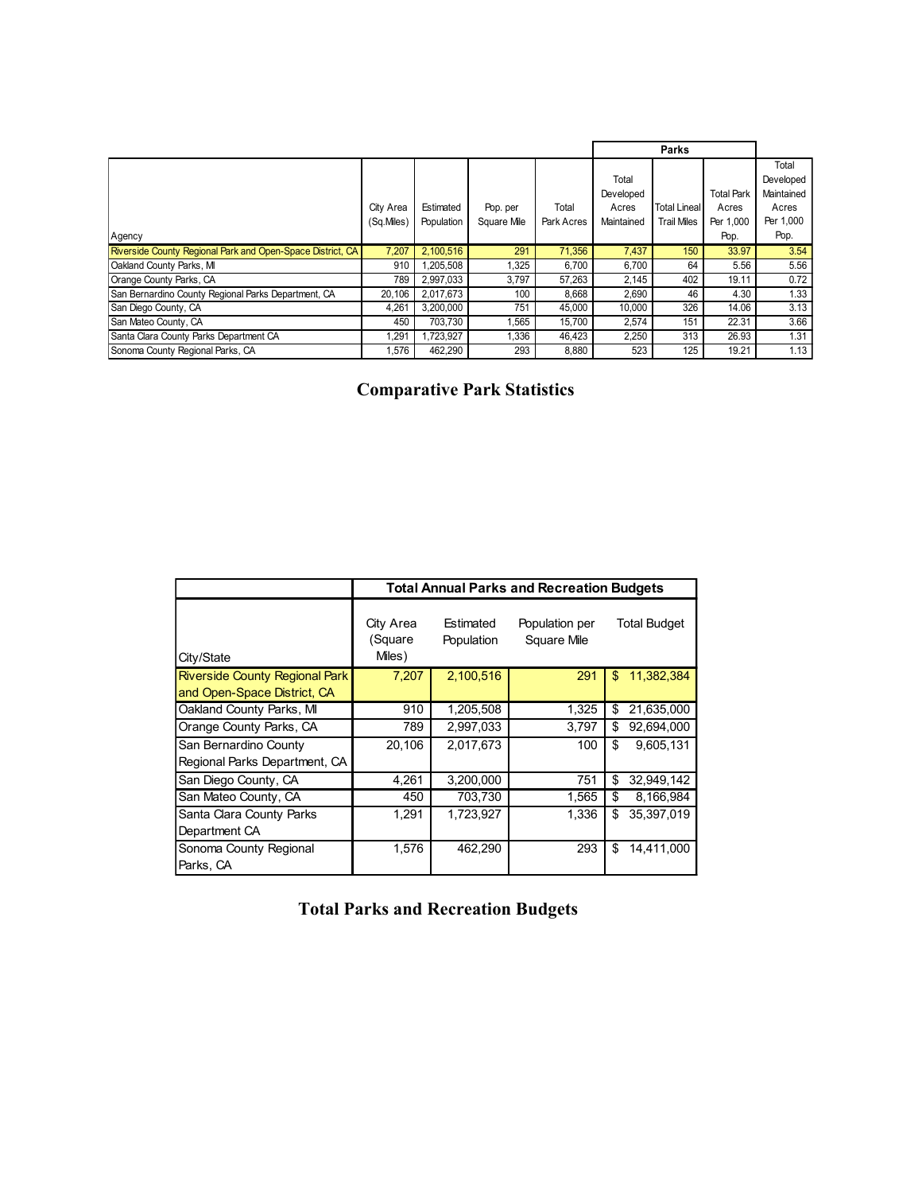| Agency | City Area (Sq.Miles) | Estimated Population | Pop. per Square Mile | Total Park Acres | Parks | | | |
|---|---|---|---|---|---|---|---|---|
| | | | | | Total Developed Acres Maintained | Total Lineal Trail Miles | Total Park Acres Per 1,000 Pop. | Total Developed Maintained Acres Per 1,000 Pop. |
| Riverside County Regional Park and Open-Space District, CA | 7,207 | 2,100,516 | 291 | 71,356 | 7,437 | 150 | 33.97 | 3.54 |
| Oakland County Parks, MI | 910 | 1,205,508 | 1,325 | 6,700 | 6,700 | 64 | 5.56 | 5.56 |
| Orange County Parks, CA | 789 | 2,997,033 | 3,797 | 57,263 | 2,145 | 402 | 19.11 | 0.72 |
| San Bernardino County Regional Parks Department, CA | 20,106 | 2,017,673 | 100 | 8,668 | 2,690 | 46 | 4.30 | 1.33 |
| San Diego County, CA | 4,261 | 3,200,000 | 751 | 45,000 | 10,000 | 326 | 14.06 | 3.13 |
| San Mateo County, CA | 450 | 703,730 | 1,565 | 15,700 | 2,574 | 151 | 22.31 | 3.66 |
| Santa Clara County Parks Department CA | 1,291 | 1,723,927 | 1,336 | 46,423 | 2,250 | 313 | 26.93 | 1.31 |
| Sonoma County Regional Parks, CA | 1,576 | 462,290 | 293 | 8,880 | 523 | 125 | 19.21 | 1.13 |

## Comparative Park Statistics

| City/State | Total Annual Parks and Recreation Budgets | | | |
|---|---|---|---|---|
| | City Area (Square Miles) | Estimated Population | Population per Square Mile | Total Budget |
| Riverside County Regional Park and Open-Space District, CA | 7,207 | 2,100,516 | 291 | $ 11,382,384 |
| Oakland County Parks, MI | 910 | 1,205,508 | 1,325 | $ 21,635,000 |
| Orange County Parks, CA | 789 | 2,997,033 | 3,797 | $ 92,694,000 |
| San Bernardino County Regional Parks Department, CA | 20,106 | 2,017,673 | 100 | $ 9,605,131 |
| San Diego County, CA | 4,261 | 3,200,000 | 751 | $ 32,949,142 |
| San Mateo County, CA | 450 | 703,730 | 1,565 | $ 8,166,984 |
| Santa Clara County Parks Department CA | 1,291 | 1,723,927 | 1,336 | $ 35,397,019 |
| Sonoma County Regional Parks, CA | 1,576 | 462,290 | 293 | $ 14,411,000 |

## Total Parks and Recreation Budgets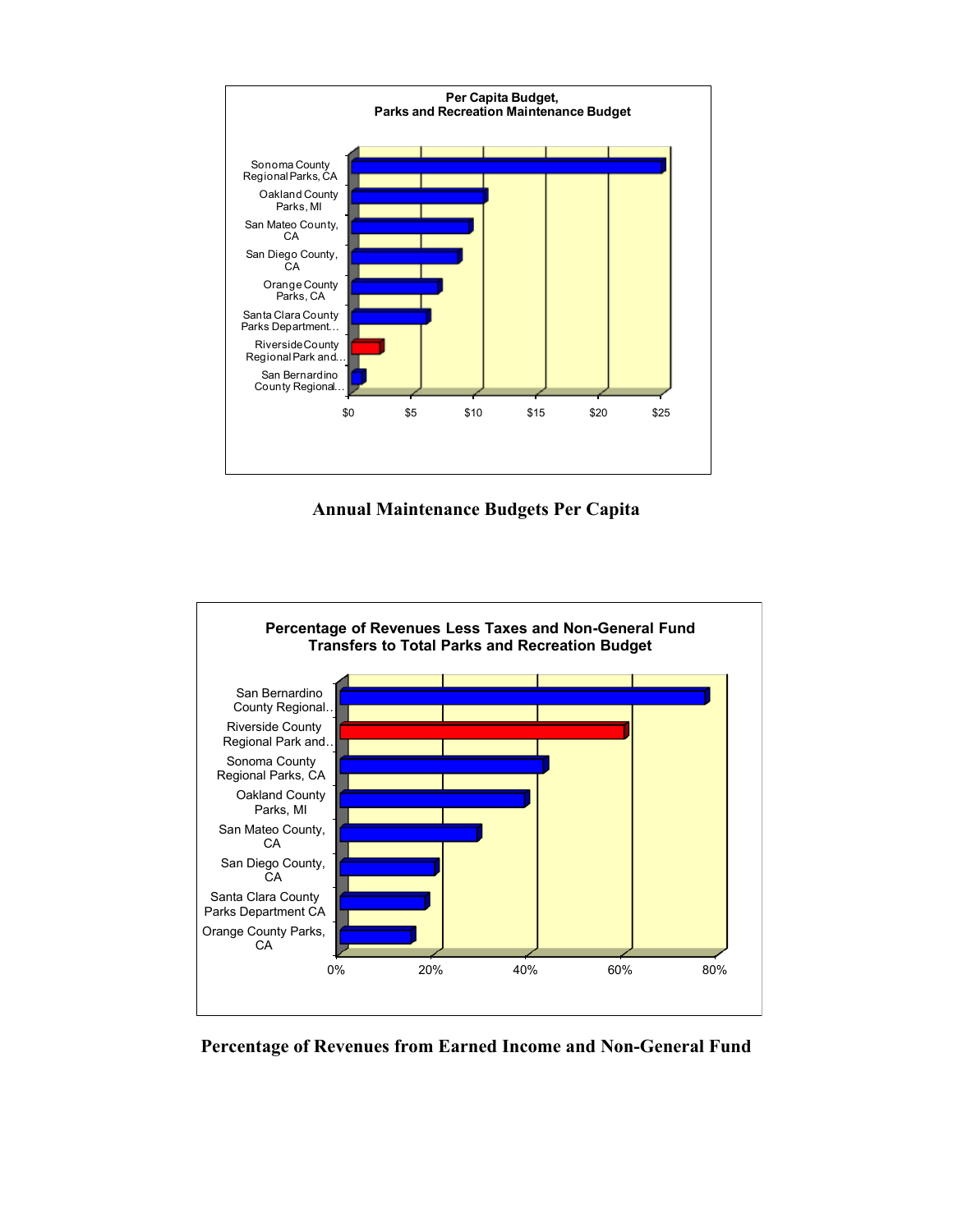**Per Capita Budget, Parks and Recreation Maintenance Budget**

| Agency | Per Capita Budget |
| --- | --- |
| Sonoma County Regional Parks, CA | ~$25 |
| Oakland County Parks, MI | ~$11 |
| San Mateo County, CA | ~$9.50 |
| San Diego County, CA | ~$8.70 |
| Orange County Parks, CA | ~$7 |
| Santa Clara County Parks Department… | ~$6 |
| Riverside County Regional Park and… | ~$2.30 |
| San Bernardino County Regional… | ~$0.80 |

**Annual Maintenance Budgets Per Capita**

**Percentage of Revenues Less Taxes and Non-General Fund Transfers to Total Parks and Recreation Budget**

| Agency | Percentage |
| --- | --- |
| San Bernardino County Regional… | ~77% |
| Riverside County Regional Park and… | ~60% |
| Sonoma County Regional Parks, CA | ~43% |
| Oakland County Parks, MI | ~39% |
| San Mateo County, CA | ~29% |
| San Diego County, CA | ~20% |
| Santa Clara County Parks Department CA | ~18% |
| Orange County Parks, CA | ~15% |

**Percentage of Revenues from Earned Income and Non-General Fund**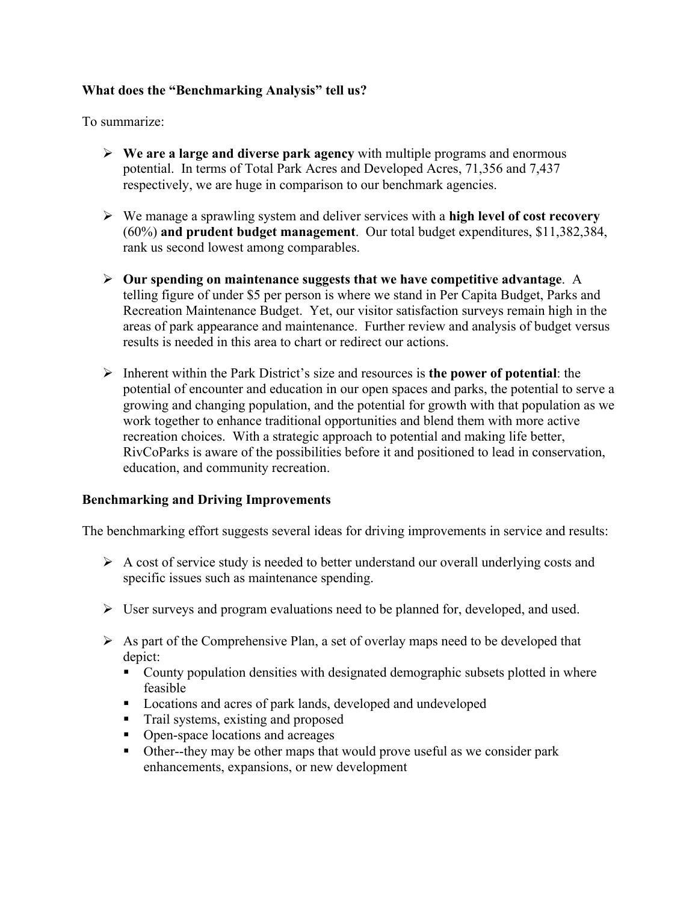**What does the "Benchmarking Analysis" tell us?**

To summarize:

- **We are a large and diverse park agency** with multiple programs and enormous potential. In terms of Total Park Acres and Developed Acres, 71,356 and 7,437 respectively, we are huge in comparison to our benchmark agencies.

- We manage a sprawling system and deliver services with a **high level of cost recovery** (60%) **and prudent budget management**. Our total budget expenditures, $11,382,384, rank us second lowest among comparables.

- **Our spending on maintenance suggests that we have competitive advantage**. A telling figure of under $5 per person is where we stand in Per Capita Budget, Parks and Recreation Maintenance Budget. Yet, our visitor satisfaction surveys remain high in the areas of park appearance and maintenance. Further review and analysis of budget versus results is needed in this area to chart or redirect our actions.

- Inherent within the Park District's size and resources is **the power of potential**: the potential of encounter and education in our open spaces and parks, the potential to serve a growing and changing population, and the potential for growth with that population as we work together to enhance traditional opportunities and blend them with more active recreation choices. With a strategic approach to potential and making life better, RivCoParks is aware of the possibilities before it and positioned to lead in conservation, education, and community recreation.

**Benchmarking and Driving Improvements**

The benchmarking effort suggests several ideas for driving improvements in service and results:

- A cost of service study is needed to better understand our overall underlying costs and specific issues such as maintenance spending.

- User surveys and program evaluations need to be planned for, developed, and used.

- As part of the Comprehensive Plan, a set of overlay maps need to be developed that depict:
  - County population densities with designated demographic subsets plotted in where feasible
  - Locations and acres of park lands, developed and undeveloped
  - Trail systems, existing and proposed
  - Open-space locations and acreages
  - Other--they may be other maps that would prove useful as we consider park enhancements, expansions, or new development